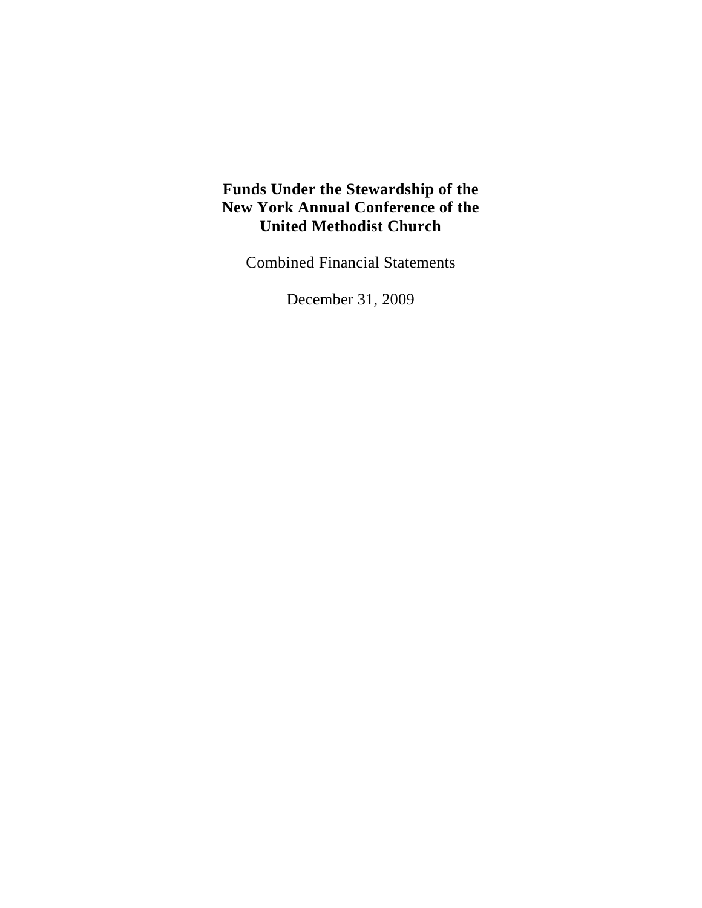# Funds Under the Stewardship of the New York Annual Conference of the United Methodist Church

Combined Financial Statements

December 31, 2009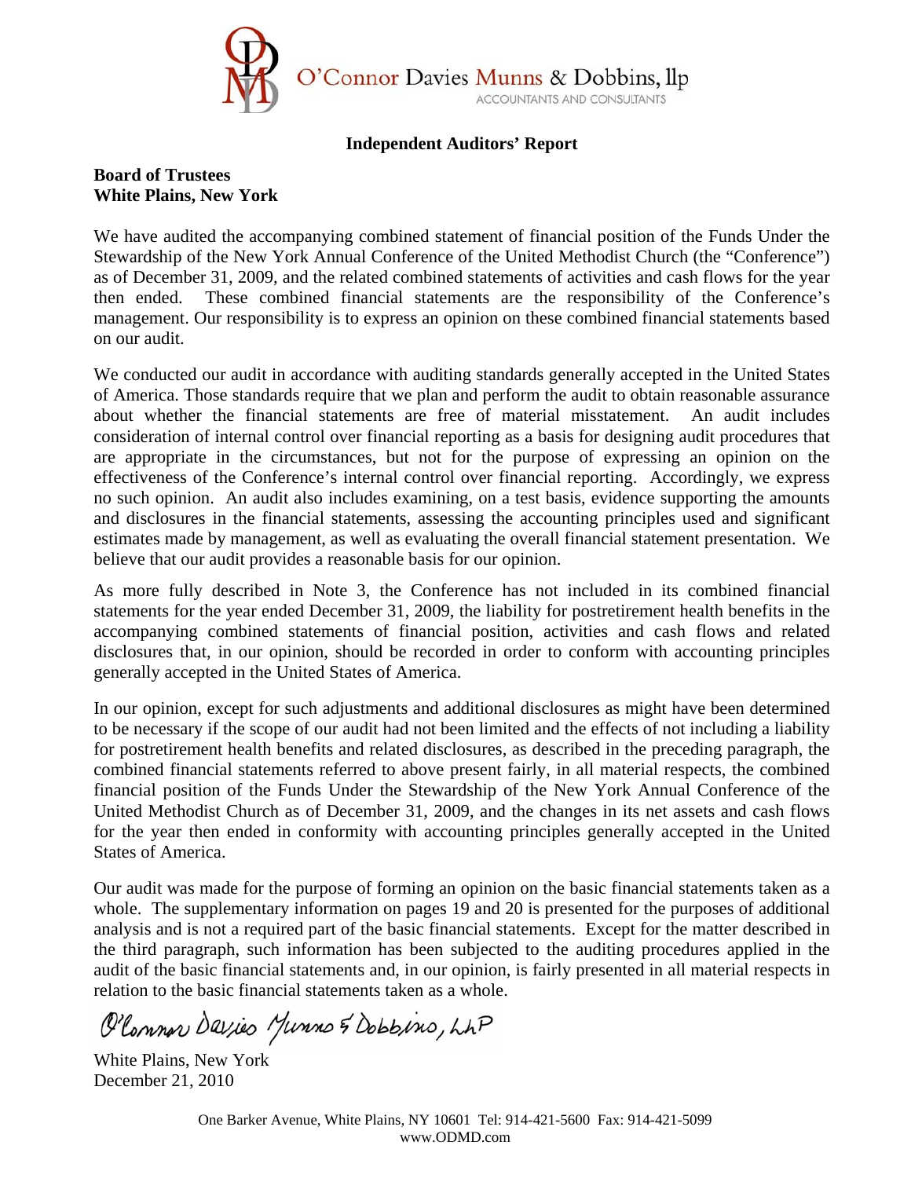O'Connor Davies Munns & Dobbins, llp
ACCOUNTANTS AND CONSULTANTS

## Independent Auditors' Report

**Board of Trustees**
**White Plains, New York**

We have audited the accompanying combined statement of financial position of the Funds Under the Stewardship of the New York Annual Conference of the United Methodist Church (the "Conference") as of December 31, 2009, and the related combined statements of activities and cash flows for the year then ended. These combined financial statements are the responsibility of the Conference's management. Our responsibility is to express an opinion on these combined financial statements based on our audit.

We conducted our audit in accordance with auditing standards generally accepted in the United States of America. Those standards require that we plan and perform the audit to obtain reasonable assurance about whether the financial statements are free of material misstatement. An audit includes consideration of internal control over financial reporting as a basis for designing audit procedures that are appropriate in the circumstances, but not for the purpose of expressing an opinion on the effectiveness of the Conference's internal control over financial reporting. Accordingly, we express no such opinion. An audit also includes examining, on a test basis, evidence supporting the amounts and disclosures in the financial statements, assessing the accounting principles used and significant estimates made by management, as well as evaluating the overall financial statement presentation. We believe that our audit provides a reasonable basis for our opinion.

As more fully described in Note 3, the Conference has not included in its combined financial statements for the year ended December 31, 2009, the liability for postretirement health benefits in the accompanying combined statements of financial position, activities and cash flows and related disclosures that, in our opinion, should be recorded in order to conform with accounting principles generally accepted in the United States of America.

In our opinion, except for such adjustments and additional disclosures as might have been determined to be necessary if the scope of our audit had not been limited and the effects of not including a liability for postretirement health benefits and related disclosures, as described in the preceding paragraph, the combined financial statements referred to above present fairly, in all material respects, the combined financial position of the Funds Under the Stewardship of the New York Annual Conference of the United Methodist Church as of December 31, 2009, and the changes in its net assets and cash flows for the year then ended in conformity with accounting principles generally accepted in the United States of America.

Our audit was made for the purpose of forming an opinion on the basic financial statements taken as a whole. The supplementary information on pages 19 and 20 is presented for the purposes of additional analysis and is not a required part of the basic financial statements. Except for the matter described in the third paragraph, such information has been subjected to the auditing procedures applied in the audit of the basic financial statements and, in our opinion, is fairly presented in all material respects in relation to the basic financial statements taken as a whole.

O'Connor Davies Munns & Dobbins, LLP

White Plains, New York
December 21, 2010

One Barker Avenue, White Plains, NY 10601 Tel: 914-421-5600 Fax: 914-421-5099
www.ODMD.com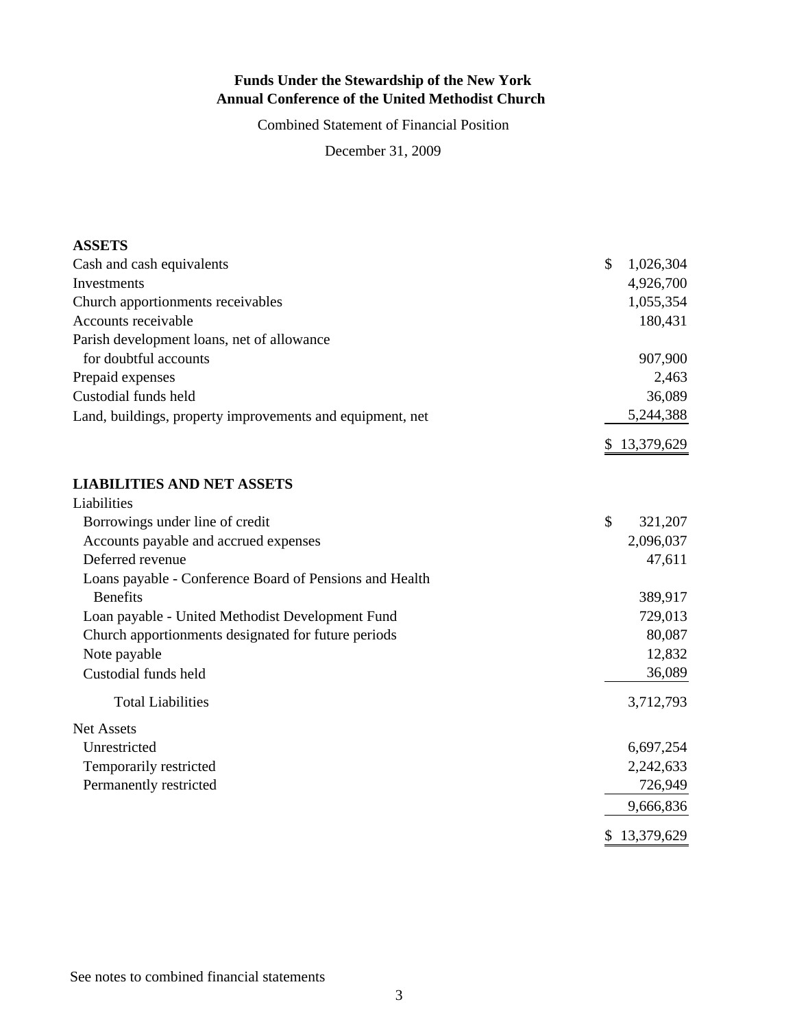**Funds Under the Stewardship of the New York Annual Conference of the United Methodist Church**

Combined Statement of Financial Position

December 31, 2009

| | |
|---|---|
| **ASSETS** | |
| Cash and cash equivalents | $ 1,026,304 |
| Investments | 4,926,700 |
| Church apportionments receivables | 1,055,354 |
| Accounts receivable | 180,431 |
| Parish development loans, net of allowance for doubtful accounts | 907,900 |
| Prepaid expenses | 2,463 |
| Custodial funds held | 36,089 |
| Land, buildings, property improvements and equipment, net | 5,244,388 |
| | $ 13,379,629 |
| **LIABILITIES AND NET ASSETS** | |
| Liabilities | |
| Borrowings under line of credit | $ 321,207 |
| Accounts payable and accrued expenses | 2,096,037 |
| Deferred revenue | 47,611 |
| Loans payable - Conference Board of Pensions and Health Benefits | 389,917 |
| Loan payable - United Methodist Development Fund | 729,013 |
| Church apportionments designated for future periods | 80,087 |
| Note payable | 12,832 |
| Custodial funds held | 36,089 |
| Total Liabilities | 3,712,793 |
| Net Assets | |
| Unrestricted | 6,697,254 |
| Temporarily restricted | 2,242,633 |
| Permanently restricted | 726,949 |
| | 9,666,836 |
| | $ 13,379,629 |

See notes to combined financial statements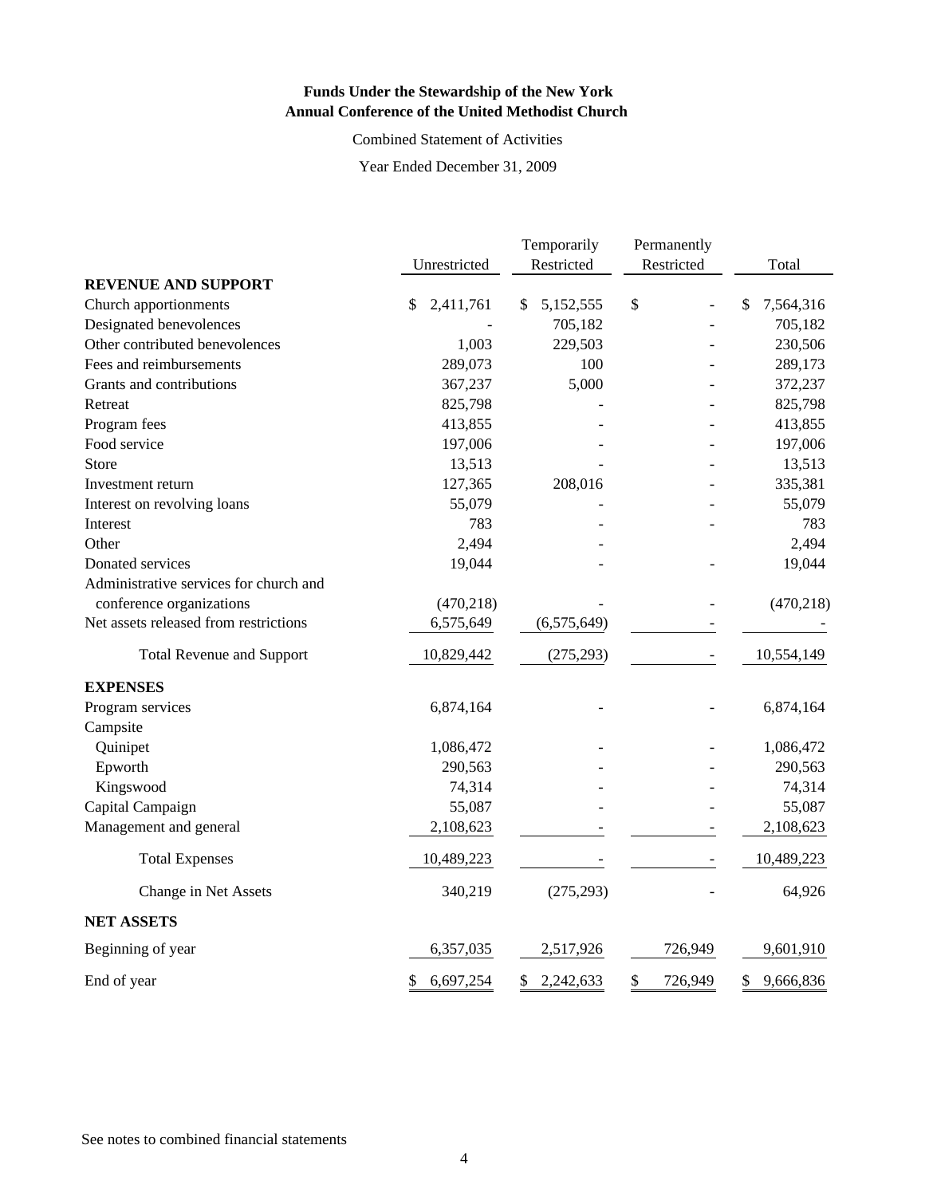**Funds Under the Stewardship of the New York Annual Conference of the United Methodist Church**

Combined Statement of Activities

Year Ended December 31, 2009

| | Unrestricted | Temporarily Restricted | Permanently Restricted | Total |
|---|---|---|---|---|
| **REVENUE AND SUPPORT** | | | | |
| Church apportionments | $ 2,411,761 | $ 5,152,555 | $ - | $ 7,564,316 |
| Designated benevolences | - | 705,182 | - | 705,182 |
| Other contributed benevolences | 1,003 | 229,503 | - | 230,506 |
| Fees and reimbursements | 289,073 | 100 | - | 289,173 |
| Grants and contributions | 367,237 | 5,000 | - | 372,237 |
| Retreat | 825,798 | - | - | 825,798 |
| Program fees | 413,855 | - | - | 413,855 |
| Food service | 197,006 | - | - | 197,006 |
| Store | 13,513 | - | - | 13,513 |
| Investment return | 127,365 | 208,016 | - | 335,381 |
| Interest on revolving loans | 55,079 | - | - | 55,079 |
| Interest | 783 | - | - | 783 |
| Other | 2,494 | - | | 2,494 |
| Donated services | 19,044 | - | - | 19,044 |
| Administrative services for church and conference organizations | (470,218) | - | - | (470,218) |
| Net assets released from restrictions | 6,575,649 | (6,575,649) | - | - |
| Total Revenue and Support | 10,829,442 | (275,293) | - | 10,554,149 |
| **EXPENSES** | | | | |
| Program services | 6,874,164 | - | - | 6,874,164 |
| Campsite | | | | |
| Quinipet | 1,086,472 | - | - | 1,086,472 |
| Epworth | 290,563 | - | - | 290,563 |
| Kingswood | 74,314 | - | - | 74,314 |
| Capital Campaign | 55,087 | - | - | 55,087 |
| Management and general | 2,108,623 | - | - | 2,108,623 |
| Total Expenses | 10,489,223 | - | - | 10,489,223 |
| Change in Net Assets | 340,219 | (275,293) | - | 64,926 |
| **NET ASSETS** | | | | |
| Beginning of year | 6,357,035 | 2,517,926 | 726,949 | 9,601,910 |
| End of year | $ 6,697,254 | $ 2,242,633 | $ 726,949 | $ 9,666,836 |

See notes to combined financial statements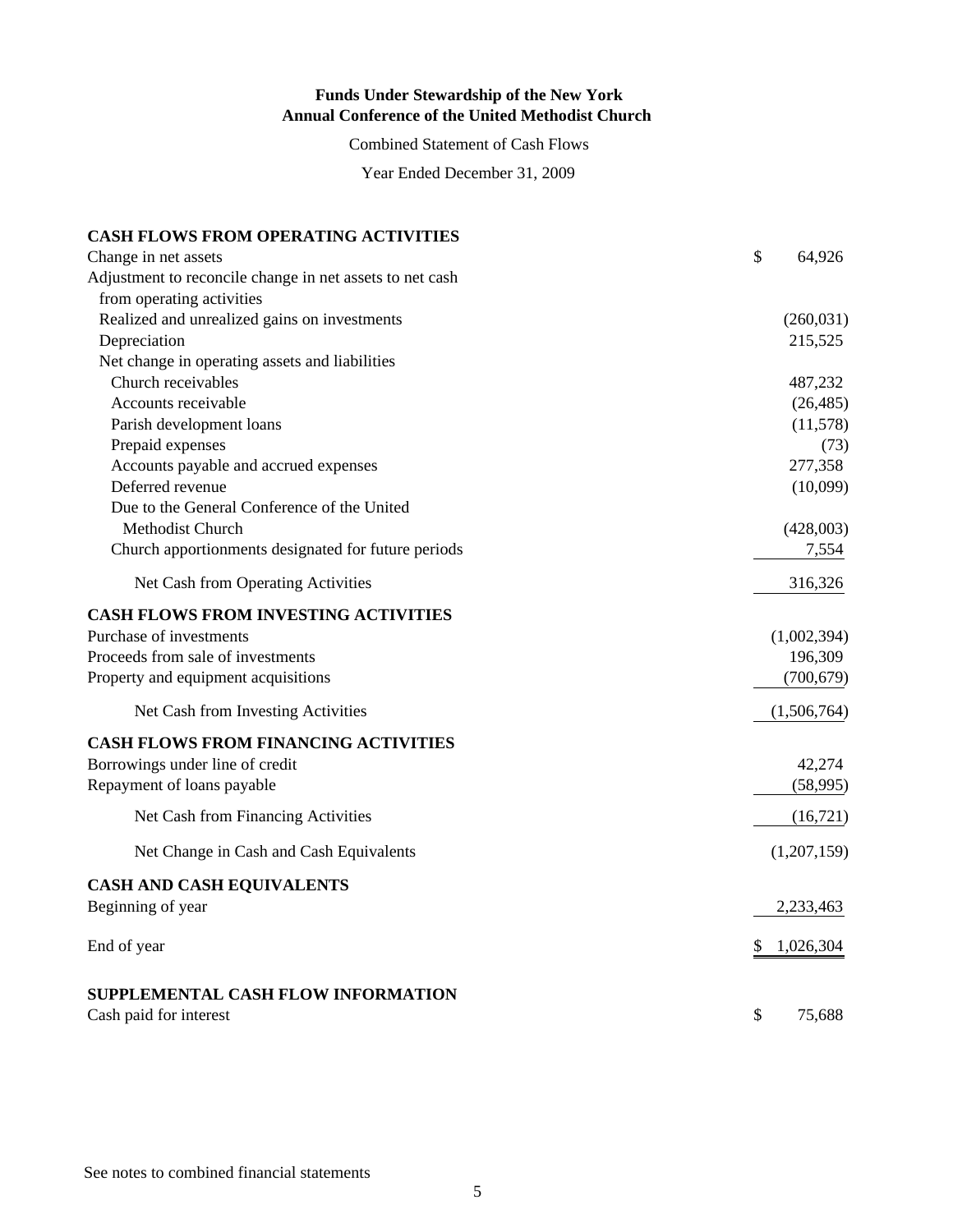**Funds Under Stewardship of the New York Annual Conference of the United Methodist Church**

Combined Statement of Cash Flows

Year Ended December 31, 2009

| | |
|---|---|
| **CASH FLOWS FROM OPERATING ACTIVITIES** | |
| Change in net assets | $ 64,926 |
| Adjustment to reconcile change in net assets to net cash from operating activities | |
| Realized and unrealized gains on investments | (260,031) |
| Depreciation | 215,525 |
| Net change in operating assets and liabilities | |
| Church receivables | 487,232 |
| Accounts receivable | (26,485) |
| Parish development loans | (11,578) |
| Prepaid expenses | (73) |
| Accounts payable and accrued expenses | 277,358 |
| Deferred revenue | (10,099) |
| Due to the General Conference of the United Methodist Church | (428,003) |
| Church apportionments designated for future periods | 7,554 |
| Net Cash from Operating Activities | 316,326 |
| **CASH FLOWS FROM INVESTING ACTIVITIES** | |
| Purchase of investments | (1,002,394) |
| Proceeds from sale of investments | 196,309 |
| Property and equipment acquisitions | (700,679) |
| Net Cash from Investing Activities | (1,506,764) |
| **CASH FLOWS FROM FINANCING ACTIVITIES** | |
| Borrowings under line of credit | 42,274 |
| Repayment of loans payable | (58,995) |
| Net Cash from Financing Activities | (16,721) |
| Net Change in Cash and Cash Equivalents | (1,207,159) |
| **CASH AND CASH EQUIVALENTS** | |
| Beginning of year | 2,233,463 |
| End of year | $ 1,026,304 |
| **SUPPLEMENTAL CASH FLOW INFORMATION** | |
| Cash paid for interest | $ 75,688 |

See notes to combined financial statements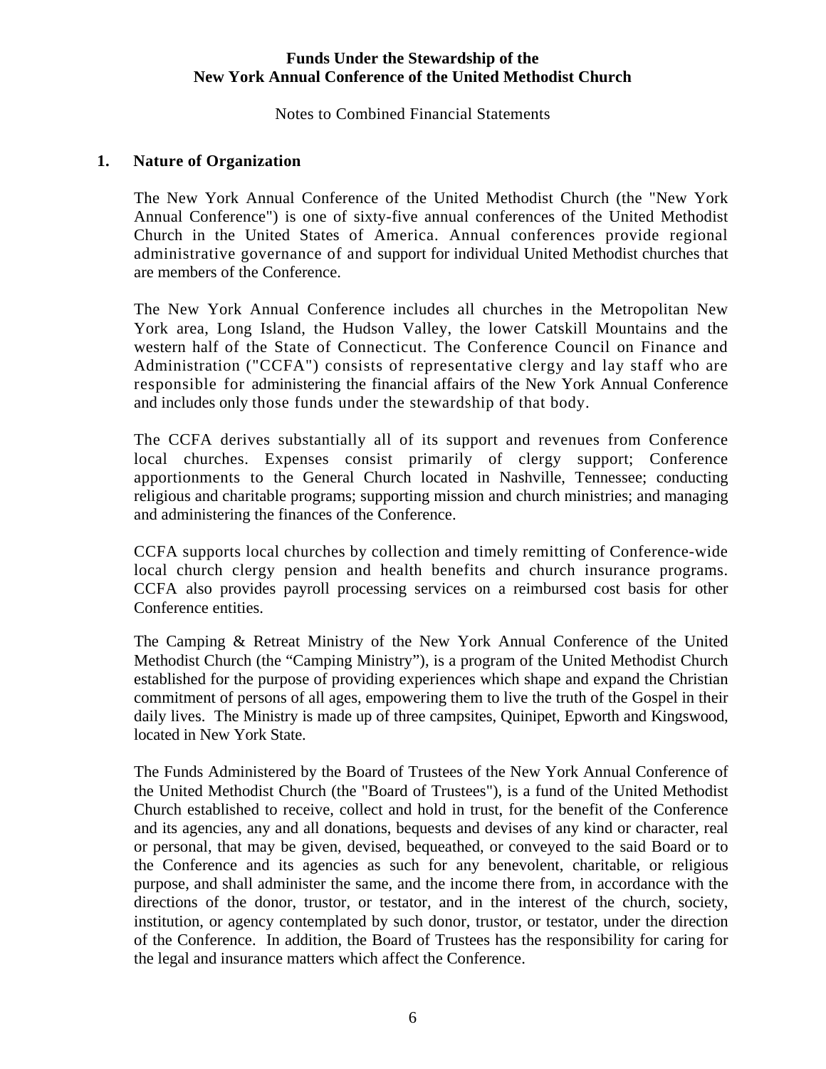**Funds Under the Stewardship of the**
**New York Annual Conference of the United Methodist Church**

Notes to Combined Financial Statements

## 1. Nature of Organization

The New York Annual Conference of the United Methodist Church (the "New York Annual Conference") is one of sixty-five annual conferences of the United Methodist Church in the United States of America. Annual conferences provide regional administrative governance of and support for individual United Methodist churches that are members of the Conference.

The New York Annual Conference includes all churches in the Metropolitan New York area, Long Island, the Hudson Valley, the lower Catskill Mountains and the western half of the State of Connecticut. The Conference Council on Finance and Administration ("CCFA") consists of representative clergy and lay staff who are responsible for administering the financial affairs of the New York Annual Conference and includes only those funds under the stewardship of that body.

The CCFA derives substantially all of its support and revenues from Conference local churches. Expenses consist primarily of clergy support; Conference apportionments to the General Church located in Nashville, Tennessee; conducting religious and charitable programs; supporting mission and church ministries; and managing and administering the finances of the Conference.

CCFA supports local churches by collection and timely remitting of Conference-wide local church clergy pension and health benefits and church insurance programs. CCFA also provides payroll processing services on a reimbursed cost basis for other Conference entities.

The Camping & Retreat Ministry of the New York Annual Conference of the United Methodist Church (the "Camping Ministry"), is a program of the United Methodist Church established for the purpose of providing experiences which shape and expand the Christian commitment of persons of all ages, empowering them to live the truth of the Gospel in their daily lives. The Ministry is made up of three campsites, Quinipet, Epworth and Kingswood, located in New York State.

The Funds Administered by the Board of Trustees of the New York Annual Conference of the United Methodist Church (the "Board of Trustees"), is a fund of the United Methodist Church established to receive, collect and hold in trust, for the benefit of the Conference and its agencies, any and all donations, bequests and devises of any kind or character, real or personal, that may be given, devised, bequeathed, or conveyed to the said Board or to the Conference and its agencies as such for any benevolent, charitable, or religious purpose, and shall administer the same, and the income there from, in accordance with the directions of the donor, trustor, or testator, and in the interest of the church, society, institution, or agency contemplated by such donor, trustor, or testator, under the direction of the Conference. In addition, the Board of Trustees has the responsibility for caring for the legal and insurance matters which affect the Conference.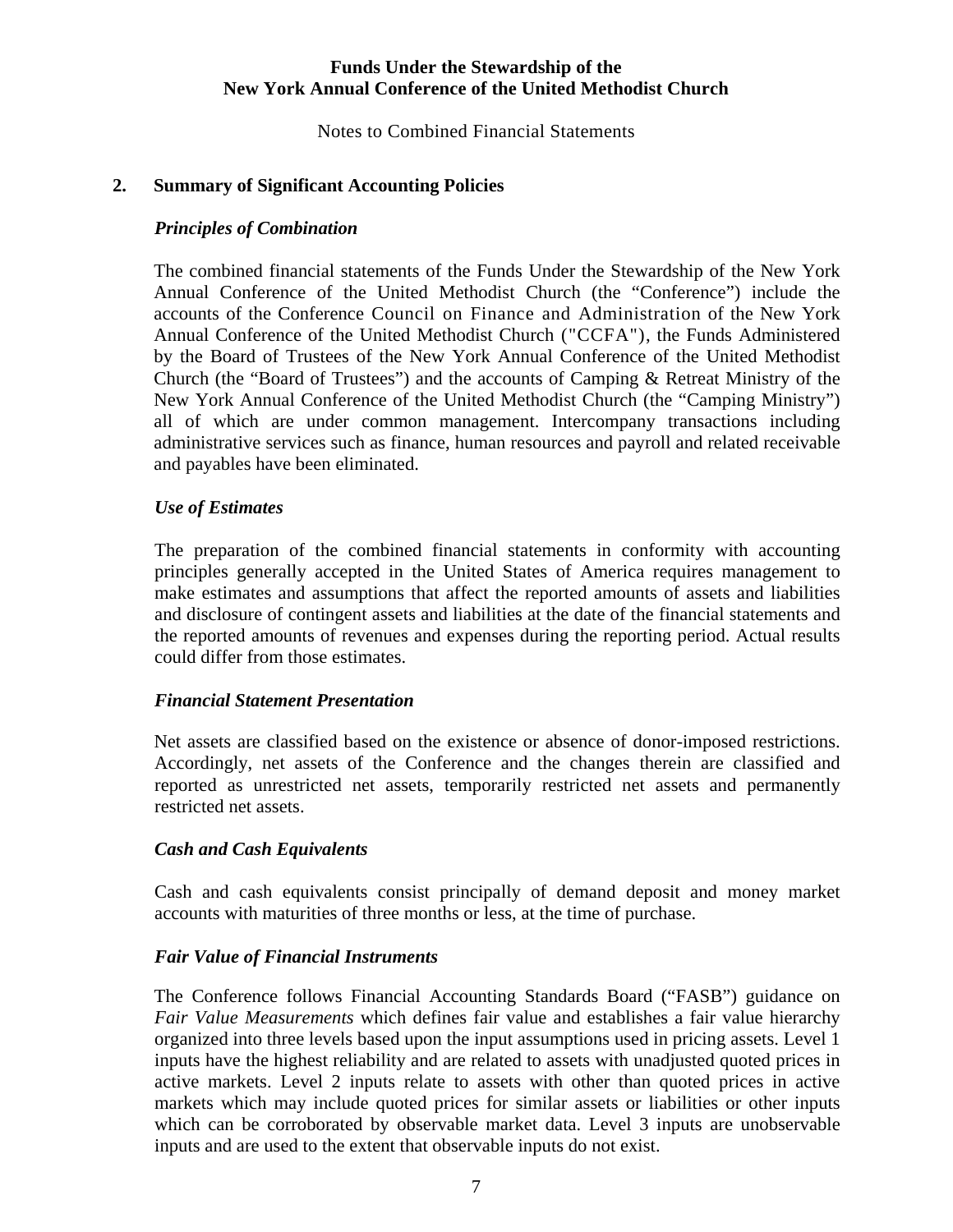**Funds Under the Stewardship of the**
**New York Annual Conference of the United Methodist Church**

Notes to Combined Financial Statements

## 2. Summary of Significant Accounting Policies

### *Principles of Combination*

The combined financial statements of the Funds Under the Stewardship of the New York Annual Conference of the United Methodist Church (the "Conference") include the accounts of the Conference Council on Finance and Administration of the New York Annual Conference of the United Methodist Church ("CCFA"), the Funds Administered by the Board of Trustees of the New York Annual Conference of the United Methodist Church (the "Board of Trustees") and the accounts of Camping & Retreat Ministry of the New York Annual Conference of the United Methodist Church (the "Camping Ministry") all of which are under common management. Intercompany transactions including administrative services such as finance, human resources and payroll and related receivable and payables have been eliminated.

### *Use of Estimates*

The preparation of the combined financial statements in conformity with accounting principles generally accepted in the United States of America requires management to make estimates and assumptions that affect the reported amounts of assets and liabilities and disclosure of contingent assets and liabilities at the date of the financial statements and the reported amounts of revenues and expenses during the reporting period. Actual results could differ from those estimates.

### *Financial Statement Presentation*

Net assets are classified based on the existence or absence of donor-imposed restrictions. Accordingly, net assets of the Conference and the changes therein are classified and reported as unrestricted net assets, temporarily restricted net assets and permanently restricted net assets.

### *Cash and Cash Equivalents*

Cash and cash equivalents consist principally of demand deposit and money market accounts with maturities of three months or less, at the time of purchase.

### *Fair Value of Financial Instruments*

The Conference follows Financial Accounting Standards Board ("FASB") guidance on *Fair Value Measurements* which defines fair value and establishes a fair value hierarchy organized into three levels based upon the input assumptions used in pricing assets. Level 1 inputs have the highest reliability and are related to assets with unadjusted quoted prices in active markets. Level 2 inputs relate to assets with other than quoted prices in active markets which may include quoted prices for similar assets or liabilities or other inputs which can be corroborated by observable market data. Level 3 inputs are unobservable inputs and are used to the extent that observable inputs do not exist.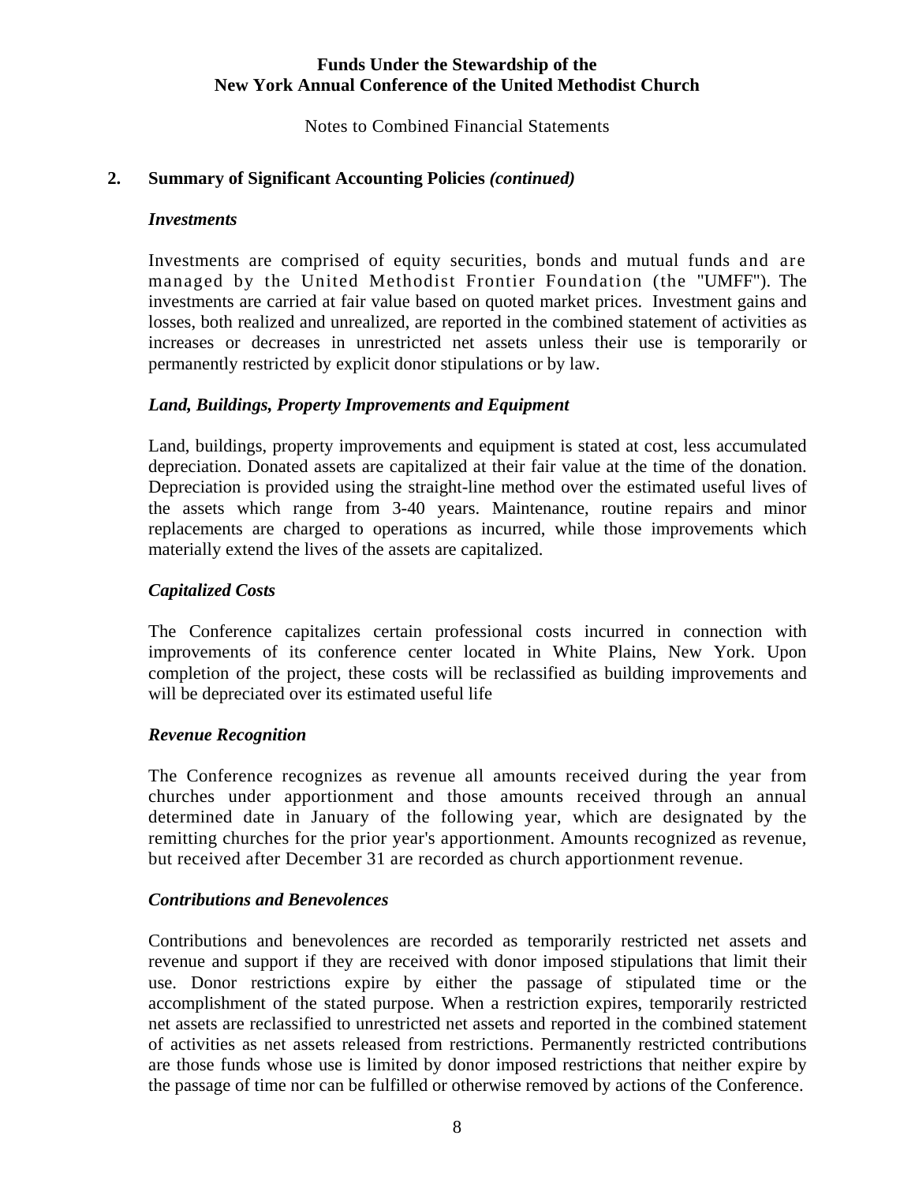**Funds Under the Stewardship of the New York Annual Conference of the United Methodist Church**

Notes to Combined Financial Statements

## 2. Summary of Significant Accounting Policies *(continued)*

### *Investments*

Investments are comprised of equity securities, bonds and mutual funds and are managed by the United Methodist Frontier Foundation (the "UMFF"). The investments are carried at fair value based on quoted market prices. Investment gains and losses, both realized and unrealized, are reported in the combined statement of activities as increases or decreases in unrestricted net assets unless their use is temporarily or permanently restricted by explicit donor stipulations or by law.

### *Land, Buildings, Property Improvements and Equipment*

Land, buildings, property improvements and equipment is stated at cost, less accumulated depreciation. Donated assets are capitalized at their fair value at the time of the donation. Depreciation is provided using the straight-line method over the estimated useful lives of the assets which range from 3-40 years. Maintenance, routine repairs and minor replacements are charged to operations as incurred, while those improvements which materially extend the lives of the assets are capitalized.

### *Capitalized Costs*

The Conference capitalizes certain professional costs incurred in connection with improvements of its conference center located in White Plains, New York. Upon completion of the project, these costs will be reclassified as building improvements and will be depreciated over its estimated useful life

### *Revenue Recognition*

The Conference recognizes as revenue all amounts received during the year from churches under apportionment and those amounts received through an annual determined date in January of the following year, which are designated by the remitting churches for the prior year's apportionment. Amounts recognized as revenue, but received after December 31 are recorded as church apportionment revenue.

### *Contributions and Benevolences*

Contributions and benevolences are recorded as temporarily restricted net assets and revenue and support if they are received with donor imposed stipulations that limit their use. Donor restrictions expire by either the passage of stipulated time or the accomplishment of the stated purpose. When a restriction expires, temporarily restricted net assets are reclassified to unrestricted net assets and reported in the combined statement of activities as net assets released from restrictions. Permanently restricted contributions are those funds whose use is limited by donor imposed restrictions that neither expire by the passage of time nor can be fulfilled or otherwise removed by actions of the Conference.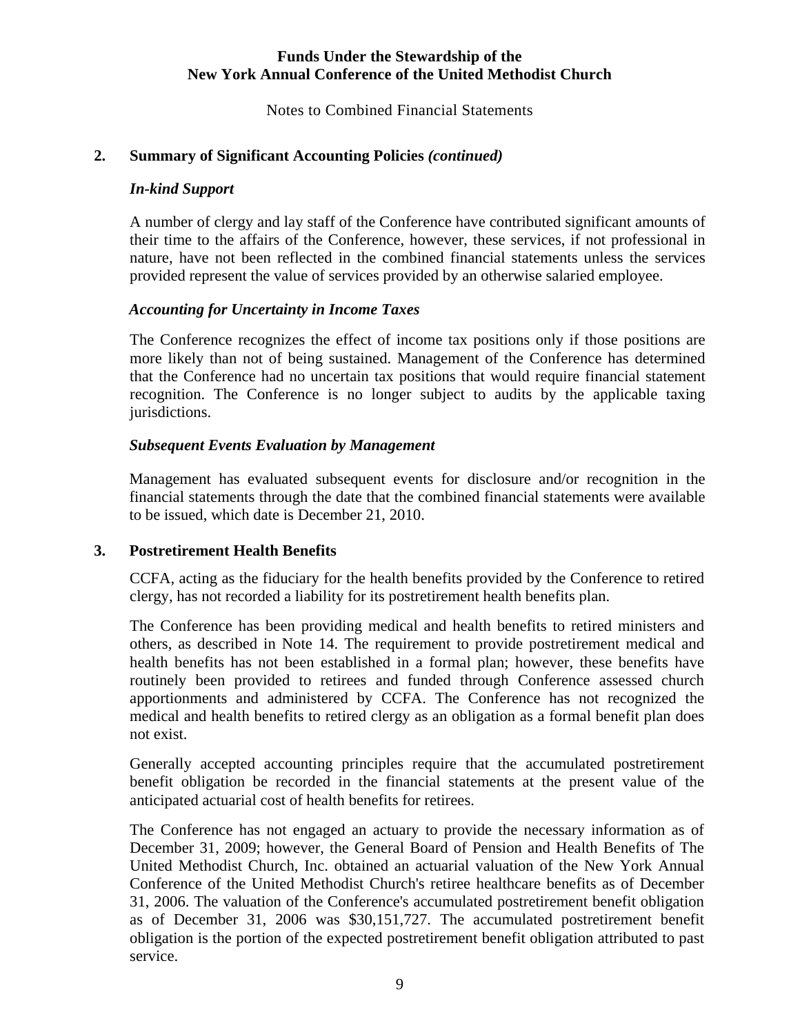## 2. Summary of Significant Accounting Policies *(continued)*

### *In-kind Support*

A number of clergy and lay staff of the Conference have contributed significant amounts of their time to the affairs of the Conference, however, these services, if not professional in nature, have not been reflected in the combined financial statements unless the services provided represent the value of services provided by an otherwise salaried employee.

### *Accounting for Uncertainty in Income Taxes*

The Conference recognizes the effect of income tax positions only if those positions are more likely than not of being sustained. Management of the Conference has determined that the Conference had no uncertain tax positions that would require financial statement recognition. The Conference is no longer subject to audits by the applicable taxing jurisdictions.

### *Subsequent Events Evaluation by Management*

Management has evaluated subsequent events for disclosure and/or recognition in the financial statements through the date that the combined financial statements were available to be issued, which date is December 21, 2010.

## 3. Postretirement Health Benefits

CCFA, acting as the fiduciary for the health benefits provided by the Conference to retired clergy, has not recorded a liability for its postretirement health benefits plan.

The Conference has been providing medical and health benefits to retired ministers and others, as described in Note 14. The requirement to provide postretirement medical and health benefits has not been established in a formal plan; however, these benefits have routinely been provided to retirees and funded through Conference assessed church apportionments and administered by CCFA. The Conference has not recognized the medical and health benefits to retired clergy as an obligation as a formal benefit plan does not exist.

Generally accepted accounting principles require that the accumulated postretirement benefit obligation be recorded in the financial statements at the present value of the anticipated actuarial cost of health benefits for retirees.

The Conference has not engaged an actuary to provide the necessary information as of December 31, 2009; however, the General Board of Pension and Health Benefits of The United Methodist Church, Inc. obtained an actuarial valuation of the New York Annual Conference of the United Methodist Church's retiree healthcare benefits as of December 31, 2006. The valuation of the Conference's accumulated postretirement benefit obligation as of December 31, 2006 was $30,151,727. The accumulated postretirement benefit obligation is the portion of the expected postretirement benefit obligation attributed to past service.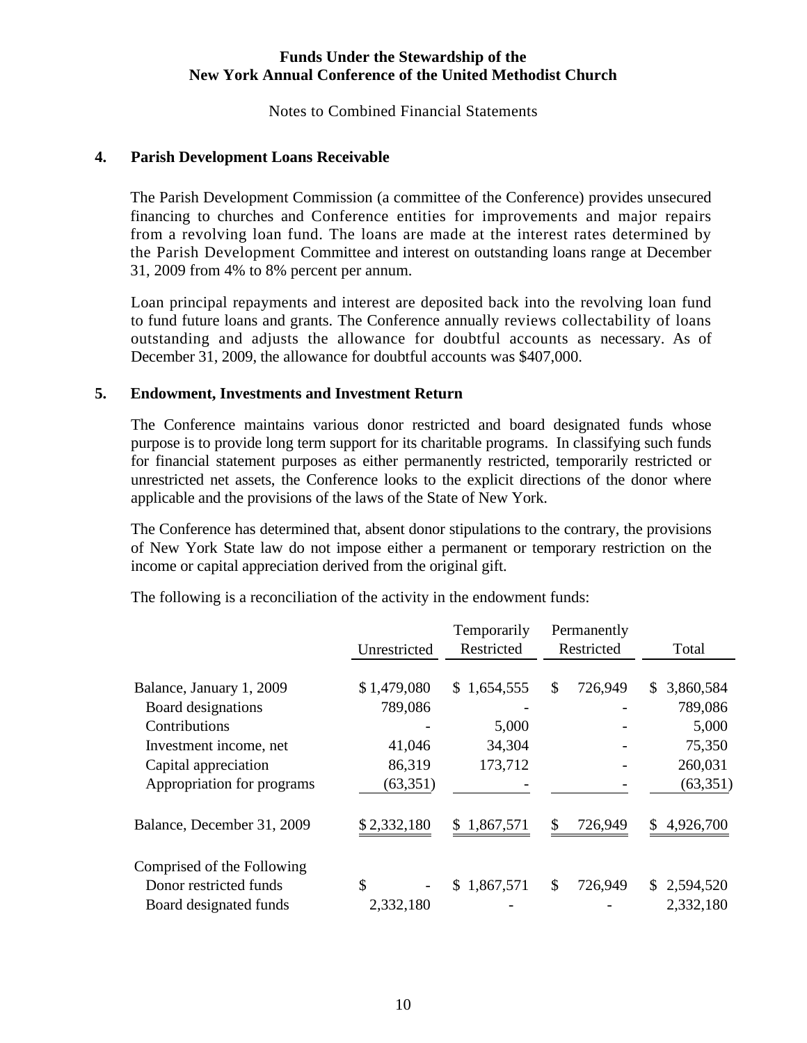**Funds Under the Stewardship of the**
**New York Annual Conference of the United Methodist Church**

Notes to Combined Financial Statements

## 4. Parish Development Loans Receivable

The Parish Development Commission (a committee of the Conference) provides unsecured financing to churches and Conference entities for improvements and major repairs from a revolving loan fund. The loans are made at the interest rates determined by the Parish Development Committee and interest on outstanding loans range at December 31, 2009 from 4% to 8% percent per annum.

Loan principal repayments and interest are deposited back into the revolving loan fund to fund future loans and grants. The Conference annually reviews collectability of loans outstanding and adjusts the allowance for doubtful accounts as necessary. As of December 31, 2009, the allowance for doubtful accounts was $407,000.

## 5. Endowment, Investments and Investment Return

The Conference maintains various donor restricted and board designated funds whose purpose is to provide long term support for its charitable programs. In classifying such funds for financial statement purposes as either permanently restricted, temporarily restricted or unrestricted net assets, the Conference looks to the explicit directions of the donor where applicable and the provisions of the laws of the State of New York.

The Conference has determined that, absent donor stipulations to the contrary, the provisions of New York State law do not impose either a permanent or temporary restriction on the income or capital appreciation derived from the original gift.

The following is a reconciliation of the activity in the endowment funds:

| | Unrestricted | Temporarily Restricted | Permanently Restricted | Total |
|---|---|---|---|---|
| Balance, January 1, 2009 | $ 1,479,080 | $ 1,654,555 | $ 726,949 | $ 3,860,584 |
| Board designations | 789,086 | - | - | 789,086 |
| Contributions | - | 5,000 | - | 5,000 |
| Investment income, net | 41,046 | 34,304 | - | 75,350 |
| Capital appreciation | 86,319 | 173,712 | - | 260,031 |
| Appropriation for programs | (63,351) | - | - | (63,351) |
| Balance, December 31, 2009 | $ 2,332,180 | $ 1,867,571 | $ 726,949 | $ 4,926,700 |
| Comprised of the Following | | | | |
| Donor restricted funds | $ - | $ 1,867,571 | $ 726,949 | $ 2,594,520 |
| Board designated funds | 2,332,180 | - | - | 2,332,180 |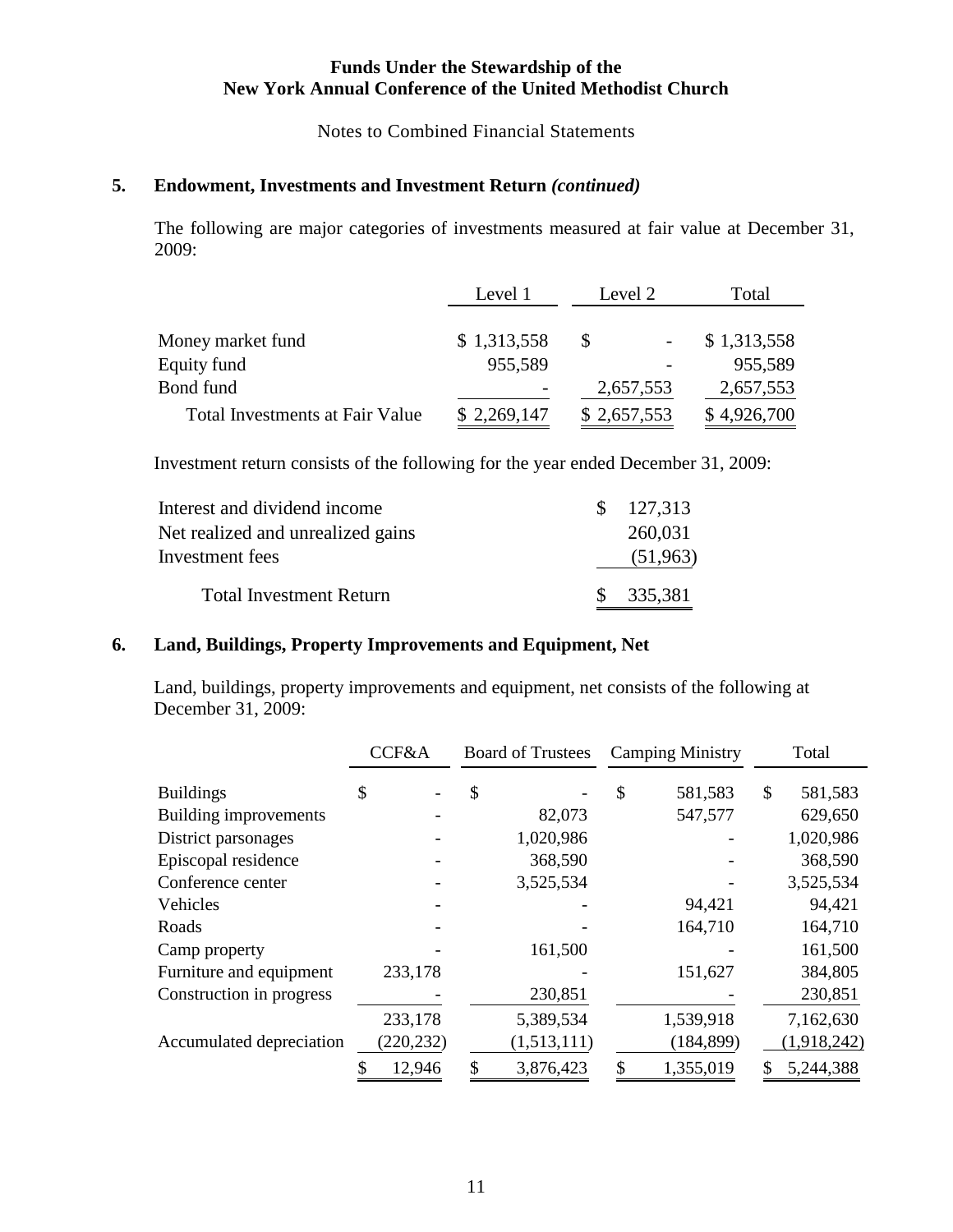**Funds Under the Stewardship of the**
**New York Annual Conference of the United Methodist Church**

Notes to Combined Financial Statements

## 5. Endowment, Investments and Investment Return *(continued)*

The following are major categories of investments measured at fair value at December 31, 2009:

| | Level 1 | Level 2 | Total |
|---|---|---|---|
| Money market fund | $ 1,313,558 | $ - | $ 1,313,558 |
| Equity fund | 955,589 | - | 955,589 |
| Bond fund | - | 2,657,553 | 2,657,553 |
| Total Investments at Fair Value | $ 2,269,147 | $ 2,657,553 | $ 4,926,700 |

Investment return consists of the following for the year ended December 31, 2009:

| | |
|---|---|
| Interest and dividend income | $ 127,313 |
| Net realized and unrealized gains | 260,031 |
| Investment fees | (51,963) |
| Total Investment Return | $ 335,381 |

## 6. Land, Buildings, Property Improvements and Equipment, Net

Land, buildings, property improvements and equipment, net consists of the following at December 31, 2009:

| | CCF&A | Board of Trustees | Camping Ministry | Total |
|---|---|---|---|---|
| Buildings | $ - | $ - | $ 581,583 | $ 581,583 |
| Building improvements | - | 82,073 | 547,577 | 629,650 |
| District parsonages | - | 1,020,986 | - | 1,020,986 |
| Episcopal residence | - | 368,590 | - | 368,590 |
| Conference center | - | 3,525,534 | - | 3,525,534 |
| Vehicles | - | - | 94,421 | 94,421 |
| Roads | - | - | 164,710 | 164,710 |
| Camp property | - | 161,500 | - | 161,500 |
| Furniture and equipment | 233,178 | - | 151,627 | 384,805 |
| Construction in progress | - | 230,851 | - | 230,851 |
| | 233,178 | 5,389,534 | 1,539,918 | 7,162,630 |
| Accumulated depreciation | (220,232) | (1,513,111) | (184,899) | (1,918,242) |
| | $ 12,946 | $ 3,876,423 | $ 1,355,019 | $ 5,244,388 |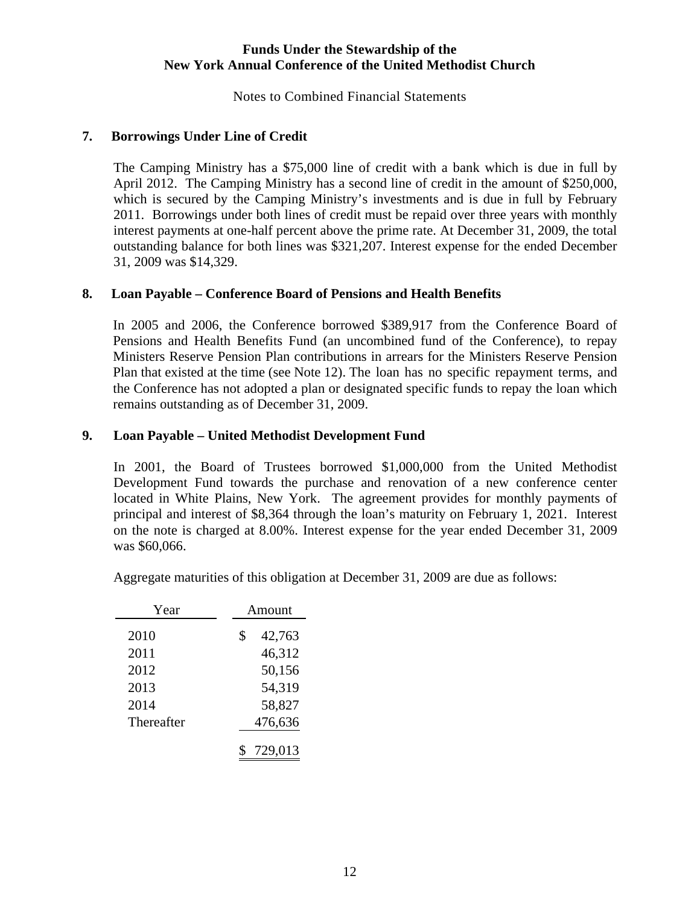**Funds Under the Stewardship of the**
**New York Annual Conference of the United Methodist Church**

Notes to Combined Financial Statements

## 7. Borrowings Under Line of Credit

The Camping Ministry has a $75,000 line of credit with a bank which is due in full by April 2012. The Camping Ministry has a second line of credit in the amount of $250,000, which is secured by the Camping Ministry's investments and is due in full by February 2011. Borrowings under both lines of credit must be repaid over three years with monthly interest payments at one-half percent above the prime rate. At December 31, 2009, the total outstanding balance for both lines was $321,207. Interest expense for the ended December 31, 2009 was $14,329.

## 8. Loan Payable – Conference Board of Pensions and Health Benefits

In 2005 and 2006, the Conference borrowed $389,917 from the Conference Board of Pensions and Health Benefits Fund (an uncombined fund of the Conference), to repay Ministers Reserve Pension Plan contributions in arrears for the Ministers Reserve Pension Plan that existed at the time (see Note 12). The loan has no specific repayment terms, and the Conference has not adopted a plan or designated specific funds to repay the loan which remains outstanding as of December 31, 2009.

## 9. Loan Payable – United Methodist Development Fund

In 2001, the Board of Trustees borrowed $1,000,000 from the United Methodist Development Fund towards the purchase and renovation of a new conference center located in White Plains, New York. The agreement provides for monthly payments of principal and interest of $8,364 through the loan's maturity on February 1, 2021. Interest on the note is charged at 8.00%. Interest expense for the year ended December 31, 2009 was $60,066.

Aggregate maturities of this obligation at December 31, 2009 are due as follows:

| Year | Amount |
|---|---|
| 2010 | $ 42,763 |
| 2011 | 46,312 |
| 2012 | 50,156 |
| 2013 | 54,319 |
| 2014 | 58,827 |
| Thereafter | 476,636 |
| | $ 729,013 |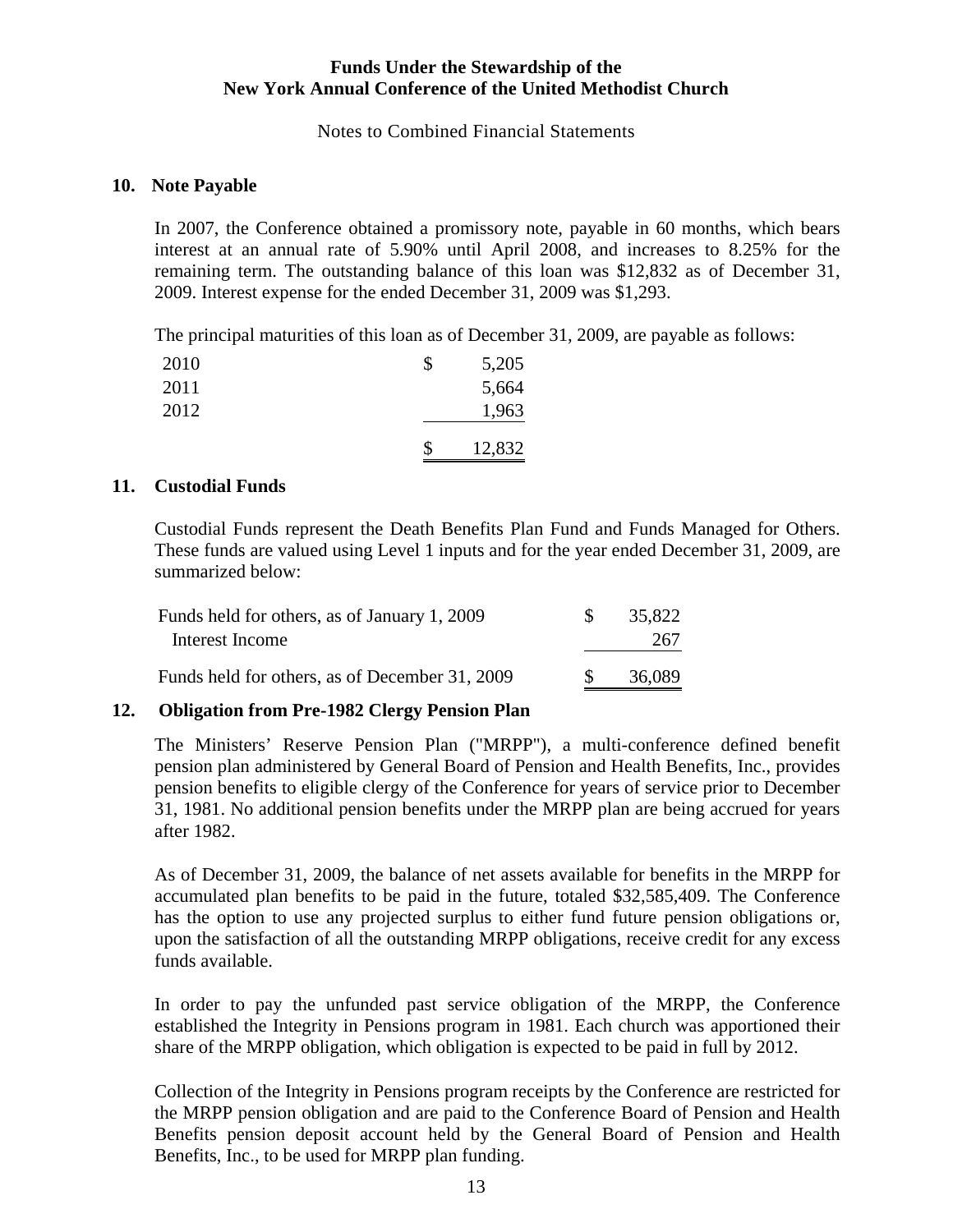## 10. Note Payable

In 2007, the Conference obtained a promissory note, payable in 60 months, which bears interest at an annual rate of 5.90% until April 2008, and increases to 8.25% for the remaining term. The outstanding balance of this loan was $12,832 as of December 31, 2009. Interest expense for the ended December 31, 2009 was $1,293.

The principal maturities of this loan as of December 31, 2009, are payable as follows:

| | |
|---|---|
| 2010 | $ 5,205 |
| 2011 | 5,664 |
| 2012 | 1,963 |
| | $ 12,832 |

## 11. Custodial Funds

Custodial Funds represent the Death Benefits Plan Fund and Funds Managed for Others. These funds are valued using Level 1 inputs and for the year ended December 31, 2009, are summarized below:

| | |
|---|---|
| Funds held for others, as of January 1, 2009 | $ 35,822 |
| Interest Income | 267 |
| Funds held for others, as of December 31, 2009 | $ 36,089 |

## 12. Obligation from Pre-1982 Clergy Pension Plan

The Ministers' Reserve Pension Plan ("MRPP"), a multi-conference defined benefit pension plan administered by General Board of Pension and Health Benefits, Inc., provides pension benefits to eligible clergy of the Conference for years of service prior to December 31, 1981. No additional pension benefits under the MRPP plan are being accrued for years after 1982.

As of December 31, 2009, the balance of net assets available for benefits in the MRPP for accumulated plan benefits to be paid in the future, totaled $32,585,409. The Conference has the option to use any projected surplus to either fund future pension obligations or, upon the satisfaction of all the outstanding MRPP obligations, receive credit for any excess funds available.

In order to pay the unfunded past service obligation of the MRPP, the Conference established the Integrity in Pensions program in 1981. Each church was apportioned their share of the MRPP obligation, which obligation is expected to be paid in full by 2012.

Collection of the Integrity in Pensions program receipts by the Conference are restricted for the MRPP pension obligation and are paid to the Conference Board of Pension and Health Benefits pension deposit account held by the General Board of Pension and Health Benefits, Inc., to be used for MRPP plan funding.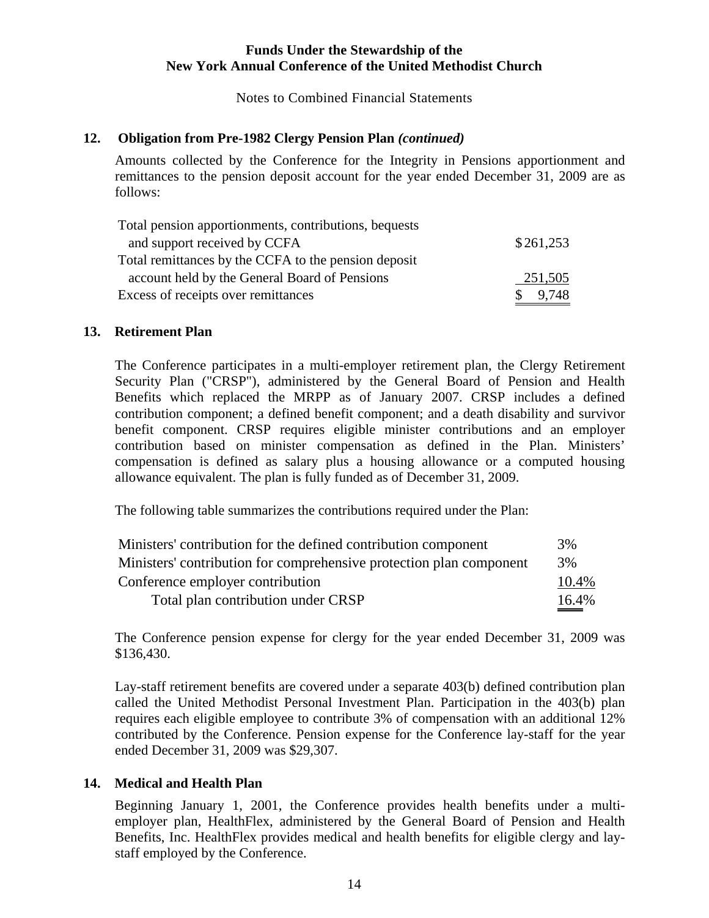**Funds Under the Stewardship of the New York Annual Conference of the United Methodist Church**

Notes to Combined Financial Statements

## 12. Obligation from Pre-1982 Clergy Pension Plan *(continued)*

Amounts collected by the Conference for the Integrity in Pensions apportionment and remittances to the pension deposit account for the year ended December 31, 2009 are as follows:

| | |
|---|---|
| Total pension apportionments, contributions, bequests and support received by CCFA | $ 261,253 |
| Total remittances by the CCFA to the pension deposit account held by the General Board of Pensions | 251,505 |
| Excess of receipts over remittances | $ 9,748 |

## 13. Retirement Plan

The Conference participates in a multi-employer retirement plan, the Clergy Retirement Security Plan ("CRSP"), administered by the General Board of Pension and Health Benefits which replaced the MRPP as of January 2007. CRSP includes a defined contribution component; a defined benefit component; and a death disability and survivor benefit component. CRSP requires eligible minister contributions and an employer contribution based on minister compensation as defined in the Plan. Ministers' compensation is defined as salary plus a housing allowance or a computed housing allowance equivalent. The plan is fully funded as of December 31, 2009.

The following table summarizes the contributions required under the Plan:

| | |
|---|---|
| Ministers' contribution for the defined contribution component | 3% |
| Ministers' contribution for comprehensive protection plan component | 3% |
| Conference employer contribution | 10.4% |
| Total plan contribution under CRSP | 16.4% |

The Conference pension expense for clergy for the year ended December 31, 2009 was $136,430.

Lay-staff retirement benefits are covered under a separate 403(b) defined contribution plan called the United Methodist Personal Investment Plan. Participation in the 403(b) plan requires each eligible employee to contribute 3% of compensation with an additional 12% contributed by the Conference. Pension expense for the Conference lay-staff for the year ended December 31, 2009 was $29,307.

## 14. Medical and Health Plan

Beginning January 1, 2001, the Conference provides health benefits under a multi-employer plan, HealthFlex, administered by the General Board of Pension and Health Benefits, Inc. HealthFlex provides medical and health benefits for eligible clergy and lay-staff employed by the Conference.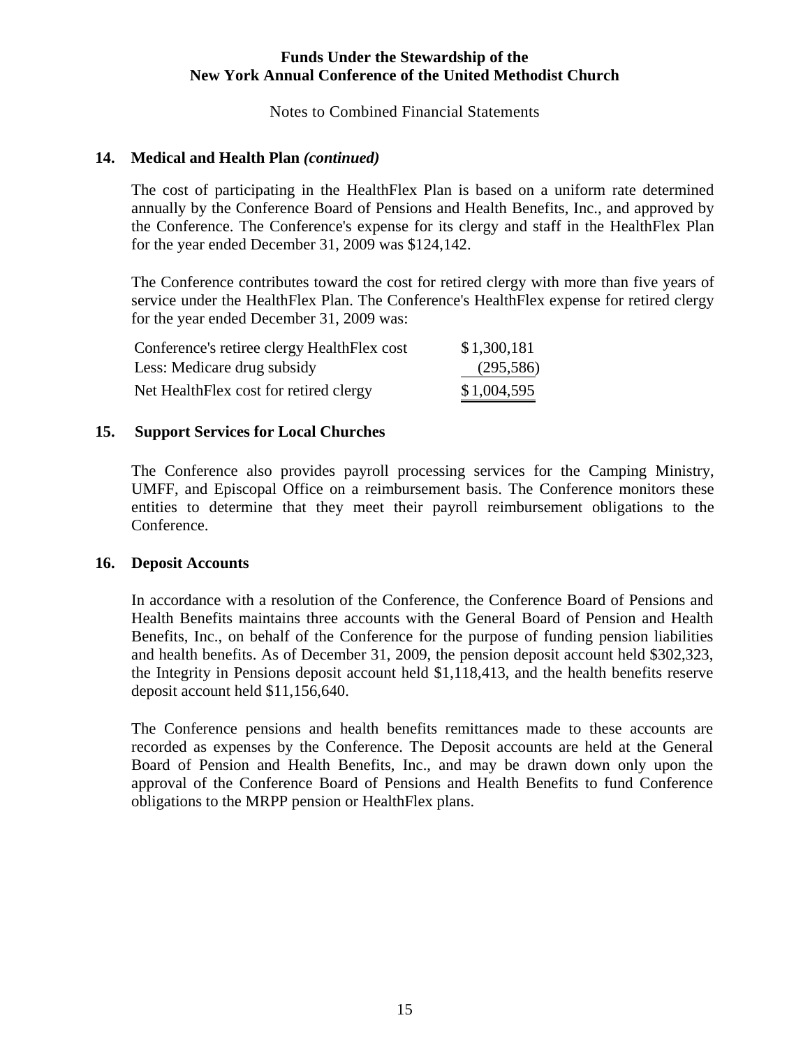## 14. Medical and Health Plan *(continued)*

The cost of participating in the HealthFlex Plan is based on a uniform rate determined annually by the Conference Board of Pensions and Health Benefits, Inc., and approved by the Conference. The Conference's expense for its clergy and staff in the HealthFlex Plan for the year ended December 31, 2009 was $124,142.

The Conference contributes toward the cost for retired clergy with more than five years of service under the HealthFlex Plan. The Conference's HealthFlex expense for retired clergy for the year ended December 31, 2009 was:

| | |
|---|---|
| Conference's retiree clergy HealthFlex cost | $ 1,300,181 |
| Less: Medicare drug subsidy | (295,586) |
| Net HealthFlex cost for retired clergy | $ 1,004,595 |

## 15. Support Services for Local Churches

The Conference also provides payroll processing services for the Camping Ministry, UMFF, and Episcopal Office on a reimbursement basis. The Conference monitors these entities to determine that they meet their payroll reimbursement obligations to the Conference.

## 16. Deposit Accounts

In accordance with a resolution of the Conference, the Conference Board of Pensions and Health Benefits maintains three accounts with the General Board of Pension and Health Benefits, Inc., on behalf of the Conference for the purpose of funding pension liabilities and health benefits. As of December 31, 2009, the pension deposit account held $302,323, the Integrity in Pensions deposit account held $1,118,413, and the health benefits reserve deposit account held $11,156,640.

The Conference pensions and health benefits remittances made to these accounts are recorded as expenses by the Conference. The Deposit accounts are held at the General Board of Pension and Health Benefits, Inc., and may be drawn down only upon the approval of the Conference Board of Pensions and Health Benefits to fund Conference obligations to the MRPP pension or HealthFlex plans.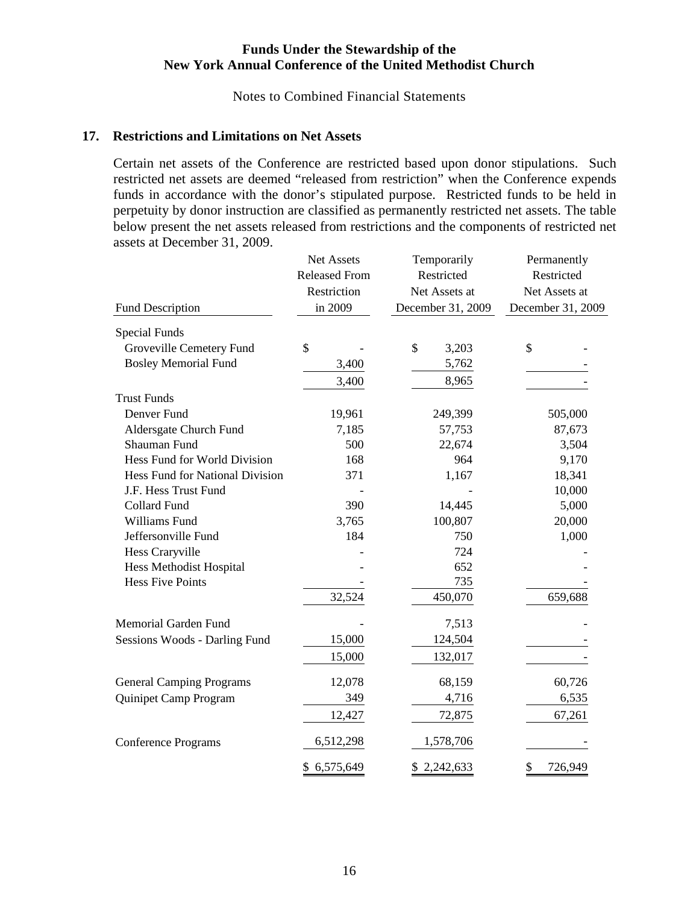**Funds Under the Stewardship of the**
**New York Annual Conference of the United Methodist Church**

Notes to Combined Financial Statements

## 17. Restrictions and Limitations on Net Assets

Certain net assets of the Conference are restricted based upon donor stipulations. Such restricted net assets are deemed "released from restriction" when the Conference expends funds in accordance with the donor's stipulated purpose. Restricted funds to be held in perpetuity by donor instruction are classified as permanently restricted net assets. The table below present the net assets released from restrictions and the components of restricted net assets at December 31, 2009.

| Fund Description | Net Assets Released From Restriction in 2009 | Temporarily Restricted Net Assets at December 31, 2009 | Permanently Restricted Net Assets at December 31, 2009 |
|---|---|---|---|
| Special Funds | | | |
| Groveville Cemetery Fund | $ - | $ 3,203 | $ - |
| Bosley Memorial Fund | 3,400 | 5,762 | - |
| | 3,400 | 8,965 | - |
| Trust Funds | | | |
| Denver Fund | 19,961 | 249,399 | 505,000 |
| Aldersgate Church Fund | 7,185 | 57,753 | 87,673 |
| Shauman Fund | 500 | 22,674 | 3,504 |
| Hess Fund for World Division | 168 | 964 | 9,170 |
| Hess Fund for National Division | 371 | 1,167 | 18,341 |
| J.F. Hess Trust Fund | - | - | 10,000 |
| Collard Fund | 390 | 14,445 | 5,000 |
| Williams Fund | 3,765 | 100,807 | 20,000 |
| Jeffersonville Fund | 184 | 750 | 1,000 |
| Hess Craryville | - | 724 | - |
| Hess Methodist Hospital | - | 652 | - |
| Hess Five Points | - | 735 | - |
| | 32,524 | 450,070 | 659,688 |
| Memorial Garden Fund | - | 7,513 | - |
| Sessions Woods - Darling Fund | 15,000 | 124,504 | - |
| | 15,000 | 132,017 | - |
| General Camping Programs | 12,078 | 68,159 | 60,726 |
| Quinipet Camp Program | 349 | 4,716 | 6,535 |
| | 12,427 | 72,875 | 67,261 |
| Conference Programs | 6,512,298 | 1,578,706 | - |
| | $ 6,575,649 | $ 2,242,633 | $ 726,949 |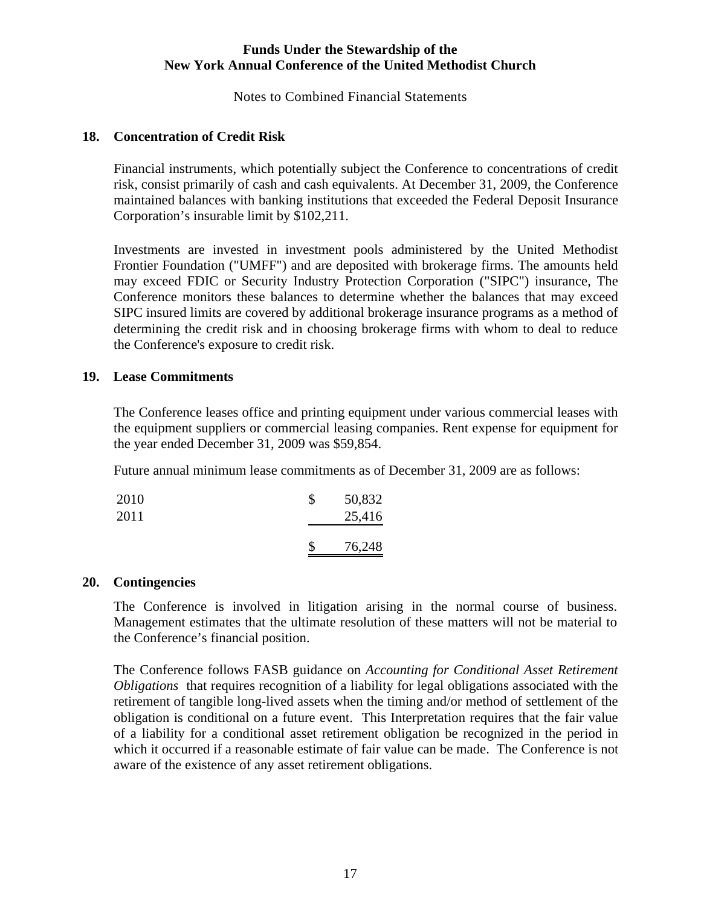**Funds Under the Stewardship of the**
**New York Annual Conference of the United Methodist Church**

Notes to Combined Financial Statements

## 18. Concentration of Credit Risk

Financial instruments, which potentially subject the Conference to concentrations of credit risk, consist primarily of cash and cash equivalents. At December 31, 2009, the Conference maintained balances with banking institutions that exceeded the Federal Deposit Insurance Corporation's insurable limit by $102,211.

Investments are invested in investment pools administered by the United Methodist Frontier Foundation ("UMFF") and are deposited with brokerage firms. The amounts held may exceed FDIC or Security Industry Protection Corporation ("SIPC") insurance, The Conference monitors these balances to determine whether the balances that may exceed SIPC insured limits are covered by additional brokerage insurance programs as a method of determining the credit risk and in choosing brokerage firms with whom to deal to reduce the Conference's exposure to credit risk.

## 19. Lease Commitments

The Conference leases office and printing equipment under various commercial leases with the equipment suppliers or commercial leasing companies. Rent expense for equipment for the year ended December 31, 2009 was $59,854.

Future annual minimum lease commitments as of December 31, 2009 are as follows:

| | |
|---|---|
| 2010 | $ 50,832 |
| 2011 | 25,416 |
| | $ 76,248 |

## 20. Contingencies

The Conference is involved in litigation arising in the normal course of business. Management estimates that the ultimate resolution of these matters will not be material to the Conference's financial position.

The Conference follows FASB guidance on *Accounting for Conditional Asset Retirement Obligations* that requires recognition of a liability for legal obligations associated with the retirement of tangible long-lived assets when the timing and/or method of settlement of the obligation is conditional on a future event. This Interpretation requires that the fair value of a liability for a conditional asset retirement obligation be recognized in the period in which it occurred if a reasonable estimate of fair value can be made. The Conference is not aware of the existence of any asset retirement obligations.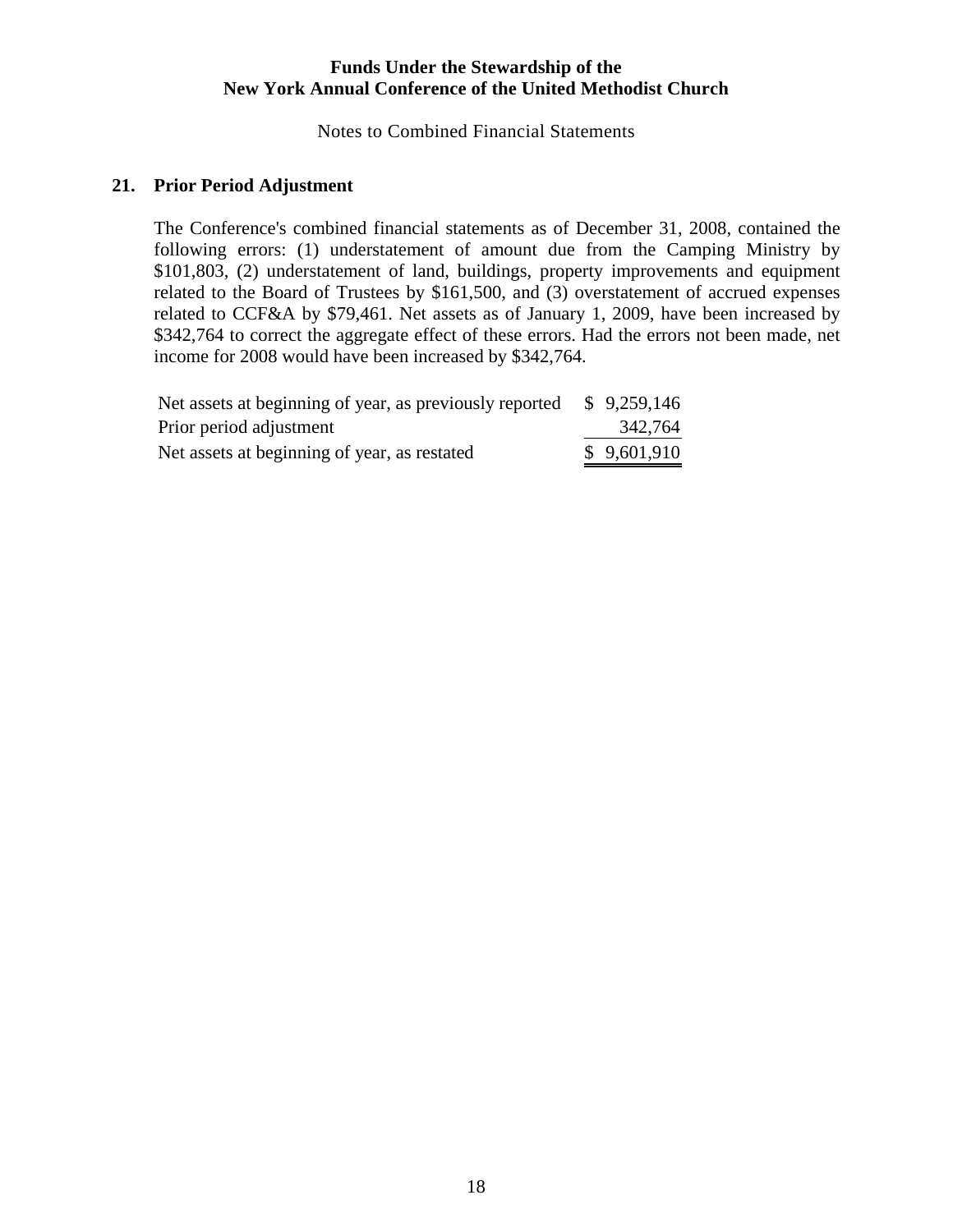## 21. Prior Period Adjustment

The Conference's combined financial statements as of December 31, 2008, contained the following errors: (1) understatement of amount due from the Camping Ministry by $101,803, (2) understatement of land, buildings, property improvements and equipment related to the Board of Trustees by $161,500, and (3) overstatement of accrued expenses related to CCF&A by $79,461. Net assets as of January 1, 2009, have been increased by $342,764 to correct the aggregate effect of these errors. Had the errors not been made, net income for 2008 would have been increased by $342,764.

| | |
|---|---|
| Net assets at beginning of year, as previously reported | $ 9,259,146 |
| Prior period adjustment | 342,764 |
| Net assets at beginning of year, as restated | $ 9,601,910 |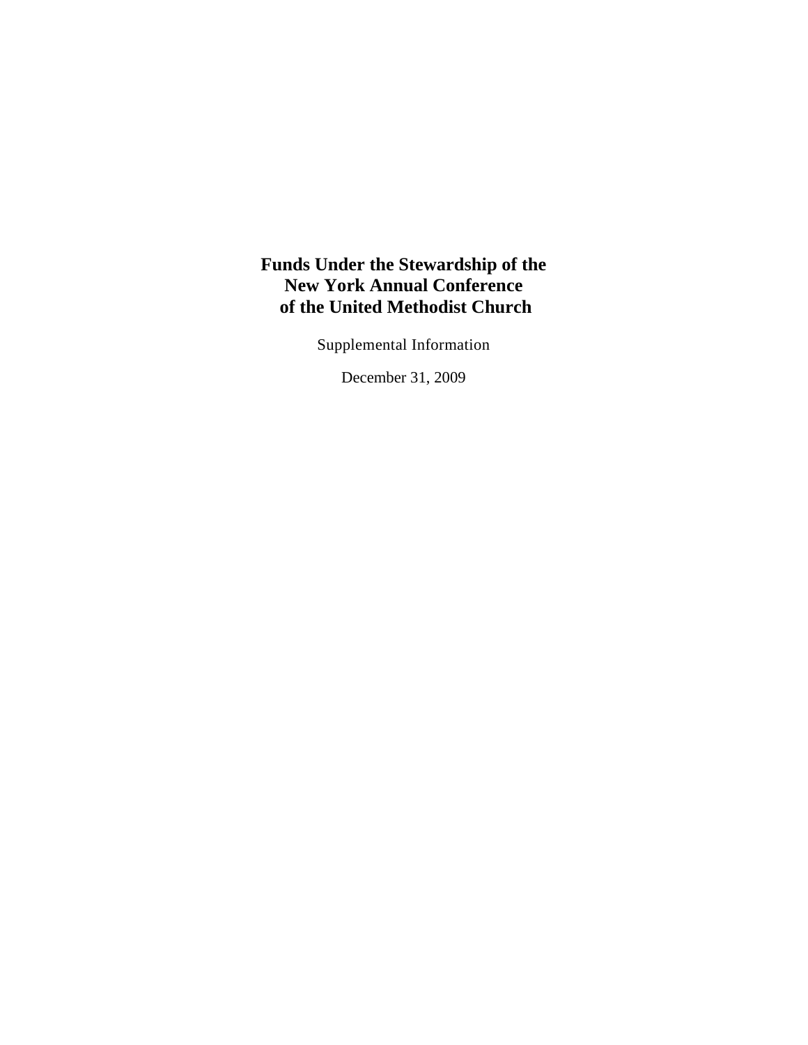# Funds Under the Stewardship of the New York Annual Conference of the United Methodist Church

Supplemental Information

December 31, 2009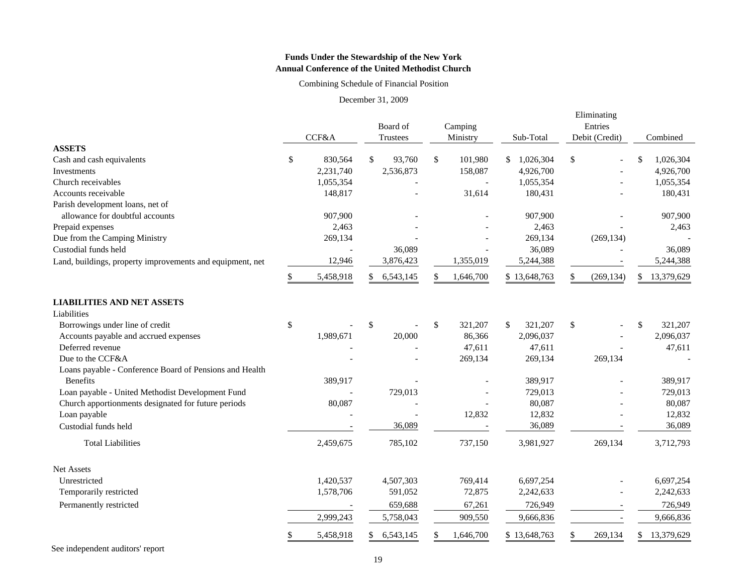**Funds Under the Stewardship of the New York Annual Conference of the United Methodist Church**

Combining Schedule of Financial Position

December 31, 2009

| | CCF&A | Board of Trustees | Camping Ministry | Sub-Total | Eliminating Entries Debit (Credit) | Combined |
|---|---|---|---|---|---|---|
| **ASSETS** | | | | | | |
| Cash and cash equivalents | $ 830,564 | $ 93,760 | $ 101,980 | $ 1,026,304 | $ - | $ 1,026,304 |
| Investments | 2,231,740 | 2,536,873 | 158,087 | 4,926,700 | - | 4,926,700 |
| Church receivables | 1,055,354 | - | - | 1,055,354 | - | 1,055,354 |
| Accounts receivable | 148,817 | - | 31,614 | 180,431 | - | 180,431 |
| Parish development loans, net of allowance for doubtful accounts | 907,900 | - | - | 907,900 | - | 907,900 |
| Prepaid expenses | 2,463 | - | - | 2,463 | - | 2,463 |
| Due from the Camping Ministry | 269,134 | - | - | 269,134 | (269,134) | - |
| Custodial funds held | - | 36,089 | - | 36,089 | - | 36,089 |
| Land, buildings, property improvements and equipment, net | 12,946 | 3,876,423 | 1,355,019 | 5,244,388 | - | 5,244,388 |
| | $ 5,458,918 | $ 6,543,145 | $ 1,646,700 | $ 13,648,763 | $ (269,134) | $ 13,379,629 |
| **LIABILITIES AND NET ASSETS** | | | | | | |
| Liabilities | | | | | | |
| Borrowings under line of credit | $ - | $ - | $ 321,207 | $ 321,207 | $ - | $ 321,207 |
| Accounts payable and accrued expenses | 1,989,671 | 20,000 | 86,366 | 2,096,037 | - | 2,096,037 |
| Deferred revenue | - | - | 47,611 | 47,611 | - | 47,611 |
| Due to the CCF&A | - | - | 269,134 | 269,134 | 269,134 | - |
| Loans payable - Conference Board of Pensions and Health Benefits | 389,917 | - | - | 389,917 | - | 389,917 |
| Loan payable - United Methodist Development Fund | - | 729,013 | - | 729,013 | - | 729,013 |
| Church apportionments designated for future periods | 80,087 | - | - | 80,087 | - | 80,087 |
| Loan payable | - | - | 12,832 | 12,832 | - | 12,832 |
| Custodial funds held | - | 36,089 | - | 36,089 | - | 36,089 |
| Total Liabilities | 2,459,675 | 785,102 | 737,150 | 3,981,927 | 269,134 | 3,712,793 |
| Net Assets | | | | | | |
| Unrestricted | 1,420,537 | 4,507,303 | 769,414 | 6,697,254 | - | 6,697,254 |
| Temporarily restricted | 1,578,706 | 591,052 | 72,875 | 2,242,633 | - | 2,242,633 |
| Permanently restricted | - | 659,688 | 67,261 | 726,949 | - | 726,949 |
| | 2,999,243 | 5,758,043 | 909,550 | 9,666,836 | - | 9,666,836 |
| | $ 5,458,918 | $ 6,543,145 | $ 1,646,700 | $ 13,648,763 | $ 269,134 | $ 13,379,629 |

See independent auditors' report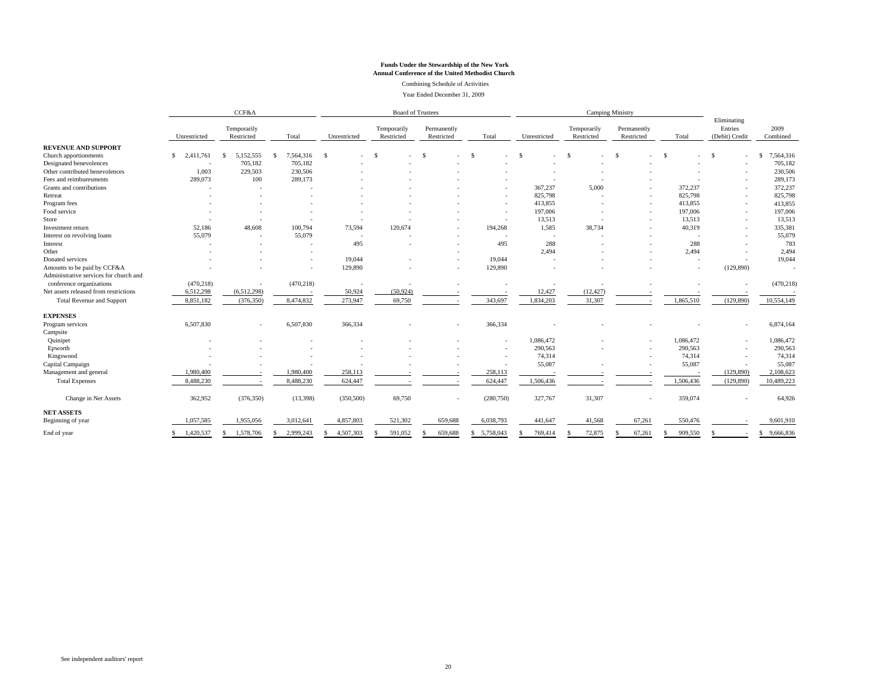**Funds Under the Stewardship of the New York**
**Annual Conference of the United Methodist Church**

Combining Schedule of Activities

Year Ended December 31, 2009

| | CCF&A | | | Board of Trustees | | | | Camping Ministry | | | | | |
|---|---|---|---|---|---|---|---|---|---|---|---|---|---|
| | Unrestricted | Temporarily Restricted | Total | Unrestricted | Temporarily Restricted | Permanently Restricted | Total | Unrestricted | Temporarily Restricted | Permanently Restricted | Total | Eliminating Entries (Debit) Credit | 2009 Combined |
| **REVENUE AND SUPPORT** | | | | | | | | | | | | | |
| Church apportionments | $ 2,411,761 | $ 5,152,555 | $ 7,564,316 | $ - | $ - | $ - | $ - | $ - | $ - | $ - | $ - | $ - | $ 7,564,316 |
| Designated benevolences | - | 705,182 | 705,182 | - | - | - | - | - | - | - | - | - | 705,182 |
| Other contributed benevolences | 1,003 | 229,503 | 230,506 | - | - | - | - | - | - | - | - | - | 230,506 |
| Fees and reimburesments | 289,073 | 100 | 289,173 | - | - | - | - | - | - | - | - | - | 289,173 |
| Grants and contributions | - | - | - | - | - | - | - | 367,237 | 5,000 | - | 372,237 | - | 372,237 |
| Retreat | - | - | - | - | - | - | - | 825,798 | - | - | 825,798 | - | 825,798 |
| Program fees | - | - | - | - | - | - | - | 413,855 | - | - | 413,855 | - | 413,855 |
| Food service | - | - | - | - | - | - | - | 197,006 | - | - | 197,006 | - | 197,006 |
| Store | - | - | - | - | - | - | - | 13,513 | - | - | 13,513 | - | 13,513 |
| Investment return | 52,186 | 48,608 | 100,794 | 73,594 | 120,674 | - | 194,268 | 1,585 | 38,734 | - | 40,319 | - | 335,381 |
| Interest on revolving loans | 55,079 | - | 55,079 | - | - | - | - | - | - | - | - | - | 55,079 |
| Interest | - | - | - | 495 | - | - | 495 | 288 | - | - | 288 | - | 783 |
| Other | - | - | - | - | - | - | - | 2,494 | - | - | 2,494 | - | 2,494 |
| Donated services | - | - | - | 19,044 | - | - | 19,044 | - | - | - | - | - | 19,044 |
| Amounts to be paid by CCF&A | - | - | - | 129,890 | - | - | 129,890 | - | - | - | - | (129,890) | - |
| Administrative services for church and conference organizations | (470,218) | - | (470,218) | - | - | - | - | - | - | - | - | - | (470,218) |
| Net assets released from restrictions | 6,512,298 | (6,512,298) | - | 50,924 | (50,924) | - | - | 12,427 | (12,427) | - | - | - | - |
| Total Revenue and Support | 8,851,182 | (376,350) | 8,474,832 | 273,947 | 69,750 | - | 343,697 | 1,834,203 | 31,307 | - | 1,865,510 | (129,890) | 10,554,149 |
| **EXPENSES** | | | | | | | | | | | | | |
| Program services | 6,507,830 | - | 6,507,830 | 366,334 | - | - | 366,334 | - | - | - | - | - | 6,874,164 |
| Campsite | | | | | | | | | | | | | |
| Quinipet | - | - | - | - | - | - | - | 1,086,472 | - | - | 1,086,472 | - | 1,086,472 |
| Epworth | - | - | - | - | - | - | - | 290,563 | - | - | 290,563 | - | 290,563 |
| Kingswood | - | - | - | - | - | - | - | 74,314 | - | - | 74,314 | - | 74,314 |
| Capital Campaign | - | - | - | - | - | - | - | 55,087 | - | - | 55,087 | - | 55,087 |
| Management and general | 1,980,400 | - | 1,980,400 | 258,113 | - | - | 258,113 | - | - | - | - | (129,890) | 2,108,623 |
| Total Expenses | 8,488,230 | - | 8,488,230 | 624,447 | - | - | 624,447 | 1,506,436 | - | - | 1,506,436 | (129,890) | 10,489,223 |
| Change in Net Assets | 362,952 | (376,350) | (13,398) | (350,500) | 69,750 | - | (280,750) | 327,767 | 31,307 | - | 359,074 | - | 64,926 |
| **NET ASSETS** | | | | | | | | | | | | | |
| Beginning of year | 1,057,585 | 1,955,056 | 3,012,641 | 4,857,803 | 521,302 | 659,688 | 6,038,793 | 441,647 | 41,568 | 67,261 | 550,476 | - | 9,601,910 |
| End of year | $ 1,420,537 | $ 1,578,706 | $ 2,999,243 | $ 4,507,303 | $ 591,052 | $ 659,688 | $ 5,758,043 | $ 769,414 | $ 72,875 | $ 67,261 | $ 909,550 | $ - | $ 9,666,836 |

See independent auditors' report